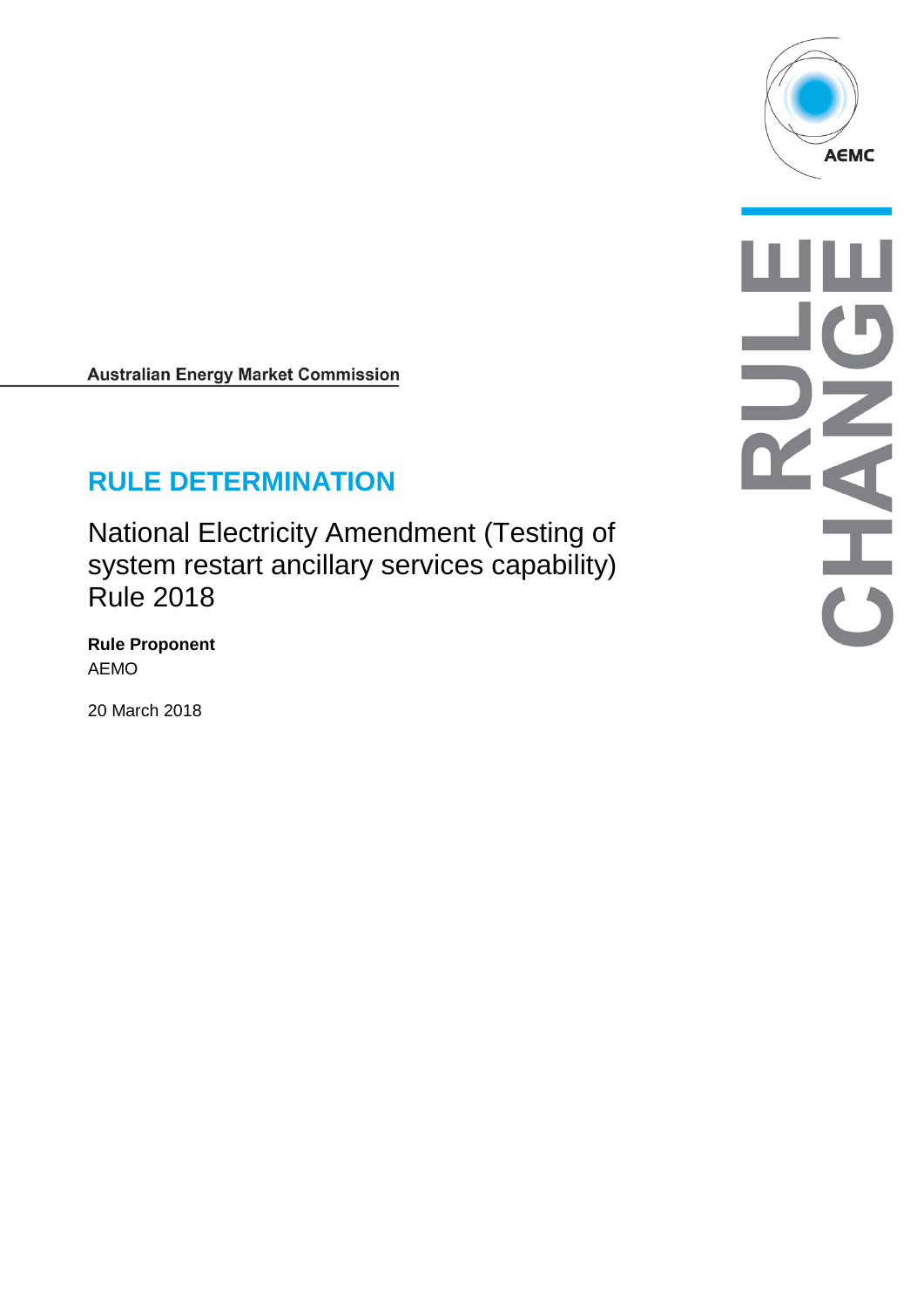Australian Energy Market Commission

# RULE DETERMINATION

## National Electricity Amendment (Testing of system restart ancillary services capability) Rule 2018

**Rule Proponent**

AEMO

20 March 2018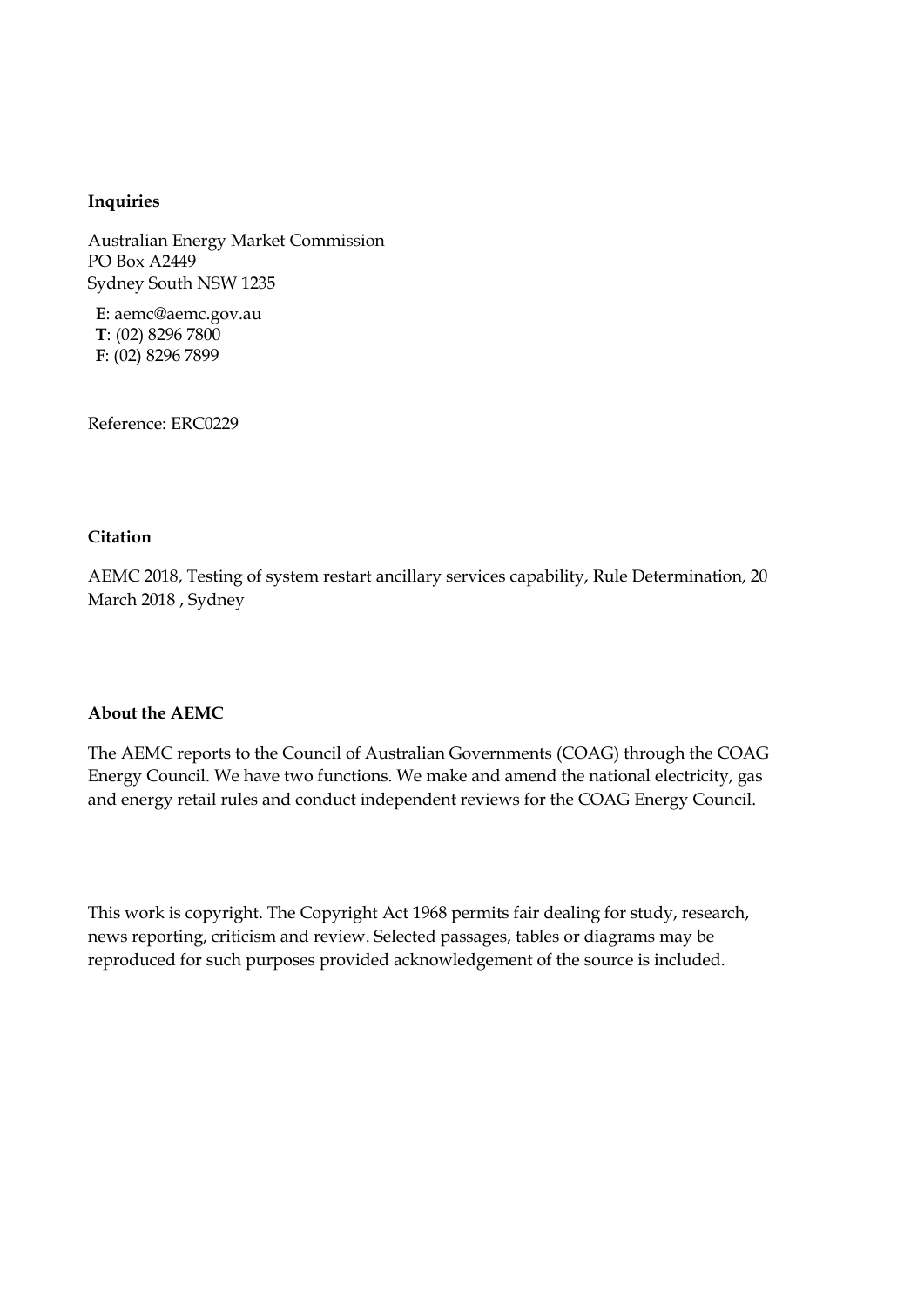**Inquiries**

Australian Energy Market Commission
PO Box A2449
Sydney South NSW 1235

**E**: aemc@aemc.gov.au
**T**: (02) 8296 7800
**F**: (02) 8296 7899

Reference: ERC0229

**Citation**

AEMC 2018, Testing of system restart ancillary services capability, Rule Determination, 20 March 2018 , Sydney

**About the AEMC**

The AEMC reports to the Council of Australian Governments (COAG) through the COAG Energy Council. We have two functions. We make and amend the national electricity, gas and energy retail rules and conduct independent reviews for the COAG Energy Council.

This work is copyright. The Copyright Act 1968 permits fair dealing for study, research, news reporting, criticism and review. Selected passages, tables or diagrams may be reproduced for such purposes provided acknowledgement of the source is included.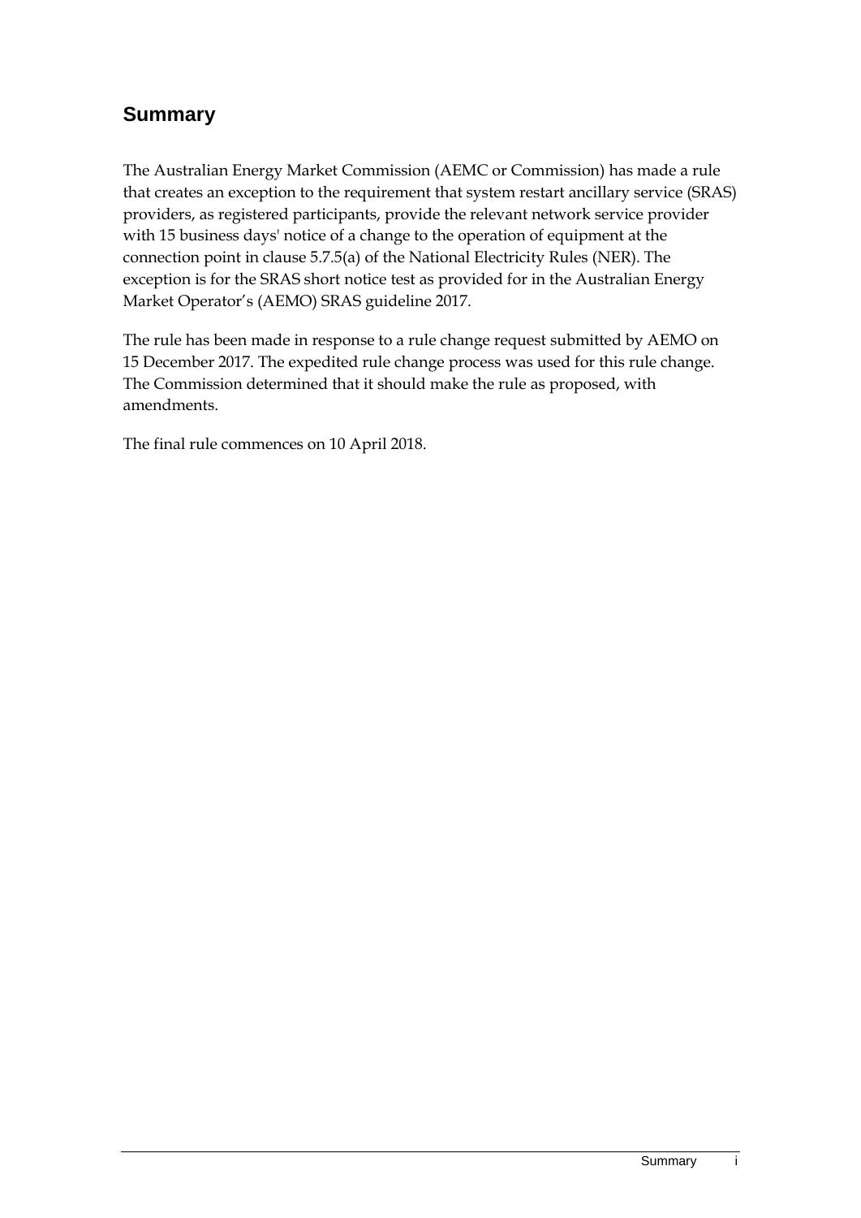## Summary

The Australian Energy Market Commission (AEMC or Commission) has made a rule that creates an exception to the requirement that system restart ancillary service (SRAS) providers, as registered participants, provide the relevant network service provider with 15 business days' notice of a change to the operation of equipment at the connection point in clause 5.7.5(a) of the National Electricity Rules (NER). The exception is for the SRAS short notice test as provided for in the Australian Energy Market Operator's (AEMO) SRAS guideline 2017.

The rule has been made in response to a rule change request submitted by AEMO on 15 December 2017. The expedited rule change process was used for this rule change. The Commission determined that it should make the rule as proposed, with amendments.

The final rule commences on 10 April 2018.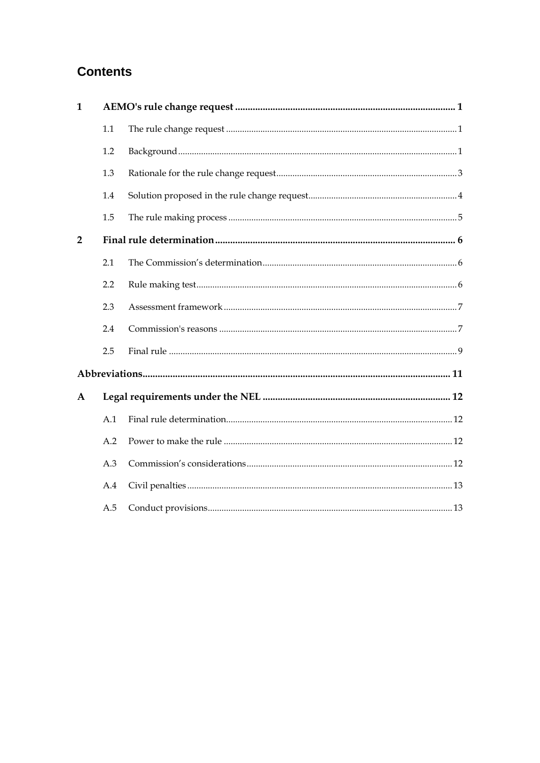# Contents

| | | | |
|---|---|---|---|
| **1** | **AEMO's rule change request** | | **1** |
| | 1.1 | The rule change request | 1 |
| | 1.2 | Background | 1 |
| | 1.3 | Rationale for the rule change request | 3 |
| | 1.4 | Solution proposed in the rule change request | 4 |
| | 1.5 | The rule making process | 5 |
| **2** | **Final rule determination** | | **6** |
| | 2.1 | The Commission's determination | 6 |
| | 2.2 | Rule making test | 6 |
| | 2.3 | Assessment framework | 7 |
| | 2.4 | Commission's reasons | 7 |
| | 2.5 | Final rule | 9 |
| **Abbreviations** | | | **11** |
| **A** | **Legal requirements under the NEL** | | **12** |
| | A.1 | Final rule determination | 12 |
| | A.2 | Power to make the rule | 12 |
| | A.3 | Commission's considerations | 12 |
| | A.4 | Civil penalties | 13 |
| | A.5 | Conduct provisions | 13 |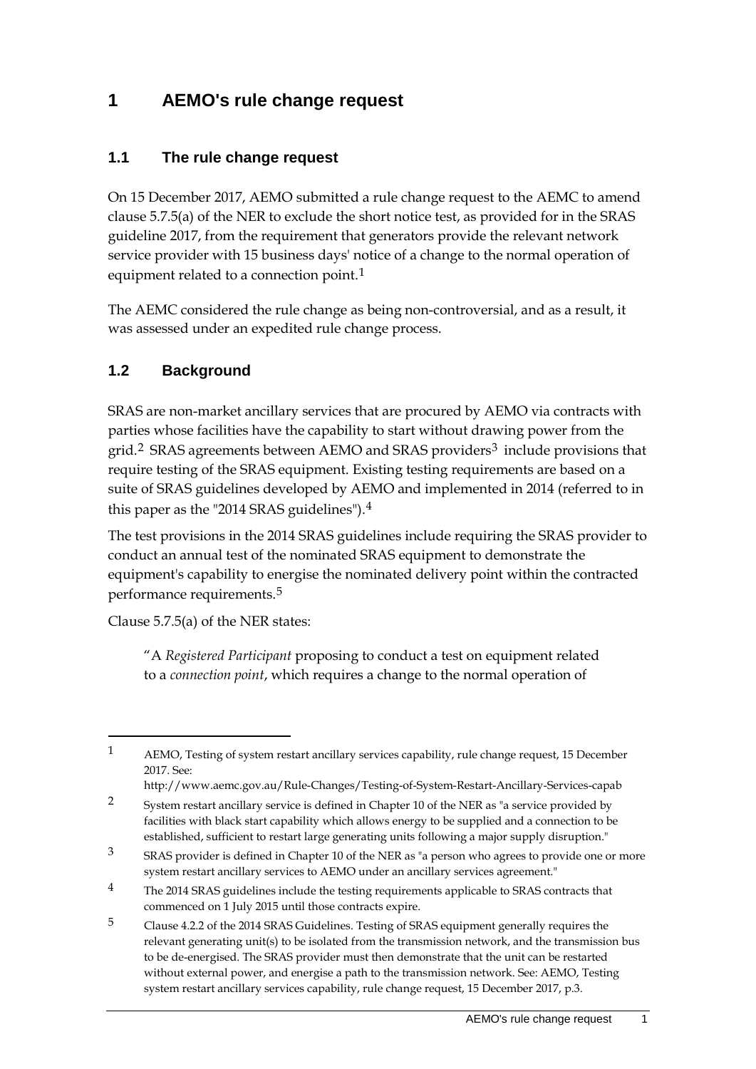# 1 AEMO's rule change request

## 1.1 The rule change request

On 15 December 2017, AEMO submitted a rule change request to the AEMC to amend clause 5.7.5(a) of the NER to exclude the short notice test, as provided for in the SRAS guideline 2017, from the requirement that generators provide the relevant network service provider with 15 business days' notice of a change to the normal operation of equipment related to a connection point.[1]

The AEMC considered the rule change as being non-controversial, and as a result, it was assessed under an expedited rule change process.

## 1.2 Background

SRAS are non-market ancillary services that are procured by AEMO via contracts with parties whose facilities have the capability to start without drawing power from the grid.[2] SRAS agreements between AEMO and SRAS providers[3] include provisions that require testing of the SRAS equipment. Existing testing requirements are based on a suite of SRAS guidelines developed by AEMO and implemented in 2014 (referred to in this paper as the "2014 SRAS guidelines").[4]

The test provisions in the 2014 SRAS guidelines include requiring the SRAS provider to conduct an annual test of the nominated SRAS equipment to demonstrate the equipment's capability to energise the nominated delivery point within the contracted performance requirements.[5]

Clause 5.7.5(a) of the NER states:

> "A *Registered Participant* proposing to conduct a test on equipment related to a *connection point*, which requires a change to the normal operation of

---

[1] AEMO, Testing of system restart ancillary services capability, rule change request, 15 December 2017. See: http://www.aemc.gov.au/Rule-Changes/Testing-of-System-Restart-Ancillary-Services-capab

[2] System restart ancillary service is defined in Chapter 10 of the NER as "a service provided by facilities with black start capability which allows energy to be supplied and a connection to be established, sufficient to restart large generating units following a major supply disruption."

[3] SRAS provider is defined in Chapter 10 of the NER as "a person who agrees to provide one or more system restart ancillary services to AEMO under an ancillary services agreement."

[4] The 2014 SRAS guidelines include the testing requirements applicable to SRAS contracts that commenced on 1 July 2015 until those contracts expire.

[5] Clause 4.2.2 of the 2014 SRAS Guidelines. Testing of SRAS equipment generally requires the relevant generating unit(s) to be isolated from the transmission network, and the transmission bus to be de-energised. The SRAS provider must then demonstrate that the unit can be restarted without external power, and energise a path to the transmission network. See: AEMO, Testing system restart ancillary services capability, rule change request, 15 December 2017, p.3.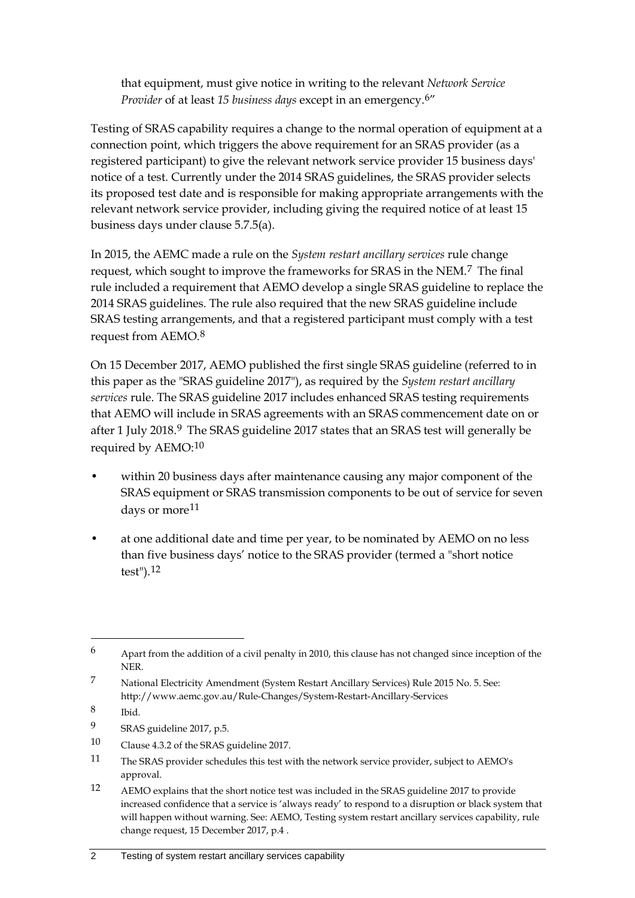that equipment, must give notice in writing to the relevant *Network Service Provider* of at least *15 business days* except in an emergency.[6]"

Testing of SRAS capability requires a change to the normal operation of equipment at a connection point, which triggers the above requirement for an SRAS provider (as a registered participant) to give the relevant network service provider 15 business days' notice of a test. Currently under the 2014 SRAS guidelines, the SRAS provider selects its proposed test date and is responsible for making appropriate arrangements with the relevant network service provider, including giving the required notice of at least 15 business days under clause 5.7.5(a).

In 2015, the AEMC made a rule on the *System restart ancillary services* rule change request, which sought to improve the frameworks for SRAS in the NEM.[7] The final rule included a requirement that AEMO develop a single SRAS guideline to replace the 2014 SRAS guidelines. The rule also required that the new SRAS guideline include SRAS testing arrangements, and that a registered participant must comply with a test request from AEMO.[8]

On 15 December 2017, AEMO published the first single SRAS guideline (referred to in this paper as the "SRAS guideline 2017"), as required by the *System restart ancillary services* rule. The SRAS guideline 2017 includes enhanced SRAS testing requirements that AEMO will include in SRAS agreements with an SRAS commencement date on or after 1 July 2018.[9] The SRAS guideline 2017 states that an SRAS test will generally be required by AEMO:[10]

- within 20 business days after maintenance causing any major component of the SRAS equipment or SRAS transmission components to be out of service for seven days or more[11]
- at one additional date and time per year, to be nominated by AEMO on no less than five business days' notice to the SRAS provider (termed a "short notice test").[12]

---

6 Apart from the addition of a civil penalty in 2010, this clause has not changed since inception of the NER.

7 National Electricity Amendment (System Restart Ancillary Services) Rule 2015 No. 5. See: http://www.aemc.gov.au/Rule-Changes/System-Restart-Ancillary-Services

8 Ibid.

9 SRAS guideline 2017, p.5.

10 Clause 4.3.2 of the SRAS guideline 2017.

11 The SRAS provider schedules this test with the network service provider, subject to AEMO's approval.

12 AEMO explains that the short notice test was included in the SRAS guideline 2017 to provide increased confidence that a service is 'always ready' to respond to a disruption or black system that will happen without warning. See: AEMO, Testing system restart ancillary services capability, rule change request, 15 December 2017, p.4 .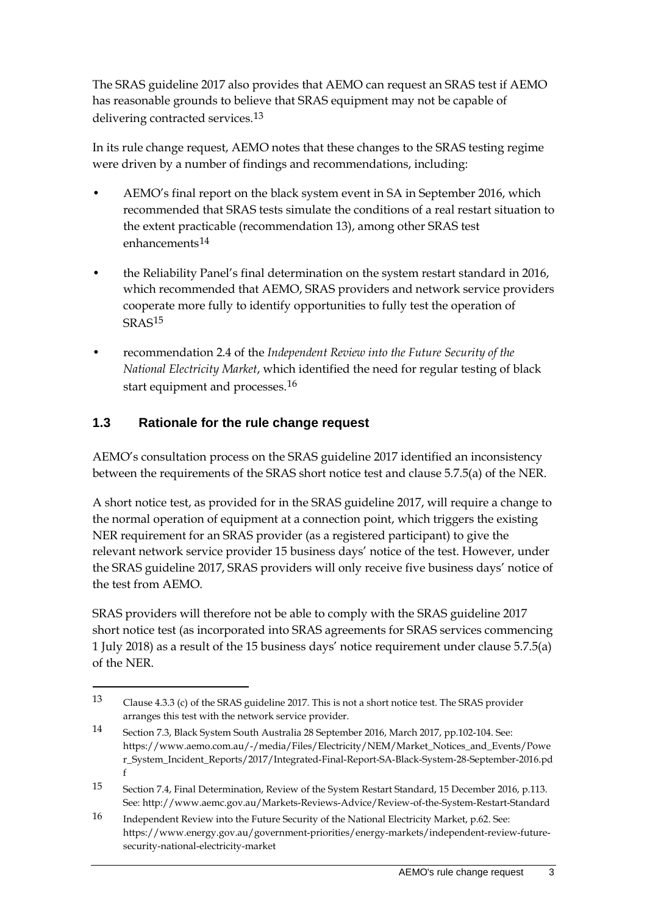The SRAS guideline 2017 also provides that AEMO can request an SRAS test if AEMO has reasonable grounds to believe that SRAS equipment may not be capable of delivering contracted services.[13]

In its rule change request, AEMO notes that these changes to the SRAS testing regime were driven by a number of findings and recommendations, including:

- AEMO's final report on the black system event in SA in September 2016, which recommended that SRAS tests simulate the conditions of a real restart situation to the extent practicable (recommendation 13), among other SRAS test enhancements[14]
- the Reliability Panel's final determination on the system restart standard in 2016, which recommended that AEMO, SRAS providers and network service providers cooperate more fully to identify opportunities to fully test the operation of SRAS[15]
- recommendation 2.4 of the *Independent Review into the Future Security of the National Electricity Market*, which identified the need for regular testing of black start equipment and processes.[16]

## 1.3 Rationale for the rule change request

AEMO's consultation process on the SRAS guideline 2017 identified an inconsistency between the requirements of the SRAS short notice test and clause 5.7.5(a) of the NER.

A short notice test, as provided for in the SRAS guideline 2017, will require a change to the normal operation of equipment at a connection point, which triggers the existing NER requirement for an SRAS provider (as a registered participant) to give the relevant network service provider 15 business days' notice of the test. However, under the SRAS guideline 2017, SRAS providers will only receive five business days' notice of the test from AEMO.

SRAS providers will therefore not be able to comply with the SRAS guideline 2017 short notice test (as incorporated into SRAS agreements for SRAS services commencing 1 July 2018) as a result of the 15 business days' notice requirement under clause 5.7.5(a) of the NER.

---

13 Clause 4.3.3 (c) of the SRAS guideline 2017. This is not a short notice test. The SRAS provider arranges this test with the network service provider.

14 Section 7.3, Black System South Australia 28 September 2016, March 2017, pp.102-104. See: https://www.aemo.com.au/-/media/Files/Electricity/NEM/Market_Notices_and_Events/Power_System_Incident_Reports/2017/Integrated-Final-Report-SA-Black-System-28-September-2016.pdf

15 Section 7.4, Final Determination, Review of the System Restart Standard, 15 December 2016, p.113. See: http://www.aemc.gov.au/Markets-Reviews-Advice/Review-of-the-System-Restart-Standard

16 Independent Review into the Future Security of the National Electricity Market, p.62. See: https://www.energy.gov.au/government-priorities/energy-markets/independent-review-future-security-national-electricity-market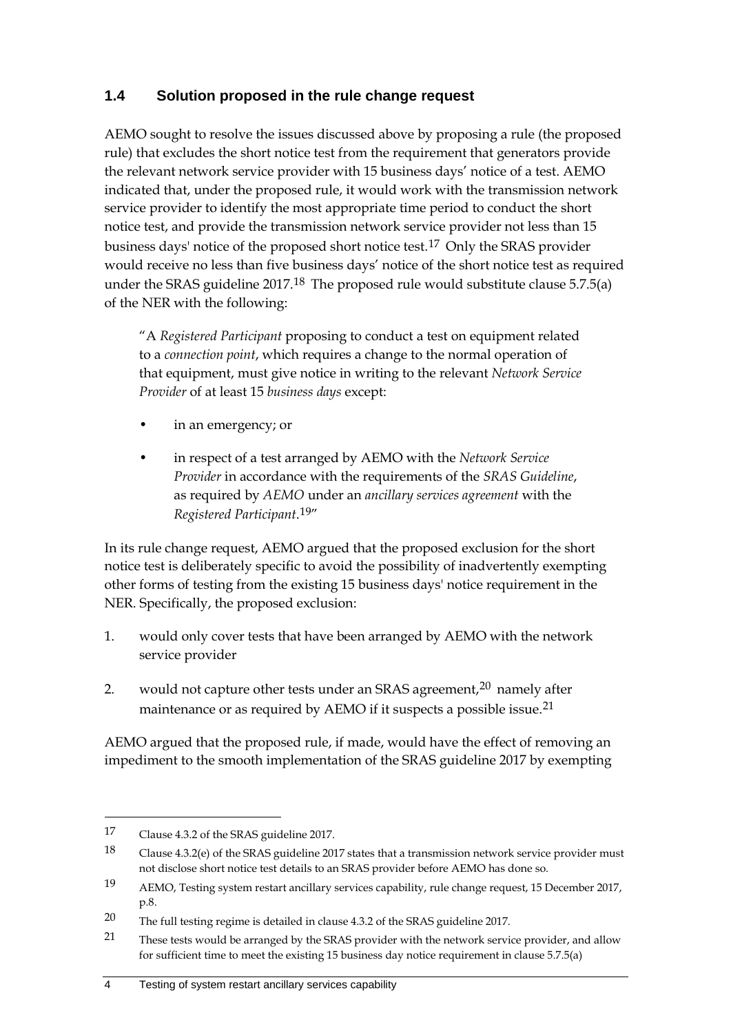### 1.4 Solution proposed in the rule change request

AEMO sought to resolve the issues discussed above by proposing a rule (the proposed rule) that excludes the short notice test from the requirement that generators provide the relevant network service provider with 15 business days' notice of a test. AEMO indicated that, under the proposed rule, it would work with the transmission network service provider to identify the most appropriate time period to conduct the short notice test, and provide the transmission network service provider not less than 15 business days' notice of the proposed short notice test.[17] Only the SRAS provider would receive no less than five business days' notice of the short notice test as required under the SRAS guideline 2017.[18] The proposed rule would substitute clause 5.7.5(a) of the NER with the following:

> "A *Registered Participant* proposing to conduct a test on equipment related to a *connection point*, which requires a change to the normal operation of that equipment, must give notice in writing to the relevant *Network Service Provider* of at least 15 *business days* except:
>
> - in an emergency; or
> - in respect of a test arranged by AEMO with the *Network Service Provider* in accordance with the requirements of the *SRAS Guideline*, as required by *AEMO* under an *ancillary services agreement* with the *Registered Participant*.[19]"

In its rule change request, AEMO argued that the proposed exclusion for the short notice test is deliberately specific to avoid the possibility of inadvertently exempting other forms of testing from the existing 15 business days' notice requirement in the NER. Specifically, the proposed exclusion:

1. would only cover tests that have been arranged by AEMO with the network service provider
2. would not capture other tests under an SRAS agreement,[20] namely after maintenance or as required by AEMO if it suspects a possible issue.[21]

AEMO argued that the proposed rule, if made, would have the effect of removing an impediment to the smooth implementation of the SRAS guideline 2017 by exempting

---

17 Clause 4.3.2 of the SRAS guideline 2017.

18 Clause 4.3.2(e) of the SRAS guideline 2017 states that a transmission network service provider must not disclose short notice test details to an SRAS provider before AEMO has done so.

19 AEMO, Testing system restart ancillary services capability, rule change request, 15 December 2017, p.8.

20 The full testing regime is detailed in clause 4.3.2 of the SRAS guideline 2017.

21 These tests would be arranged by the SRAS provider with the network service provider, and allow for sufficient time to meet the existing 15 business day notice requirement in clause 5.7.5(a)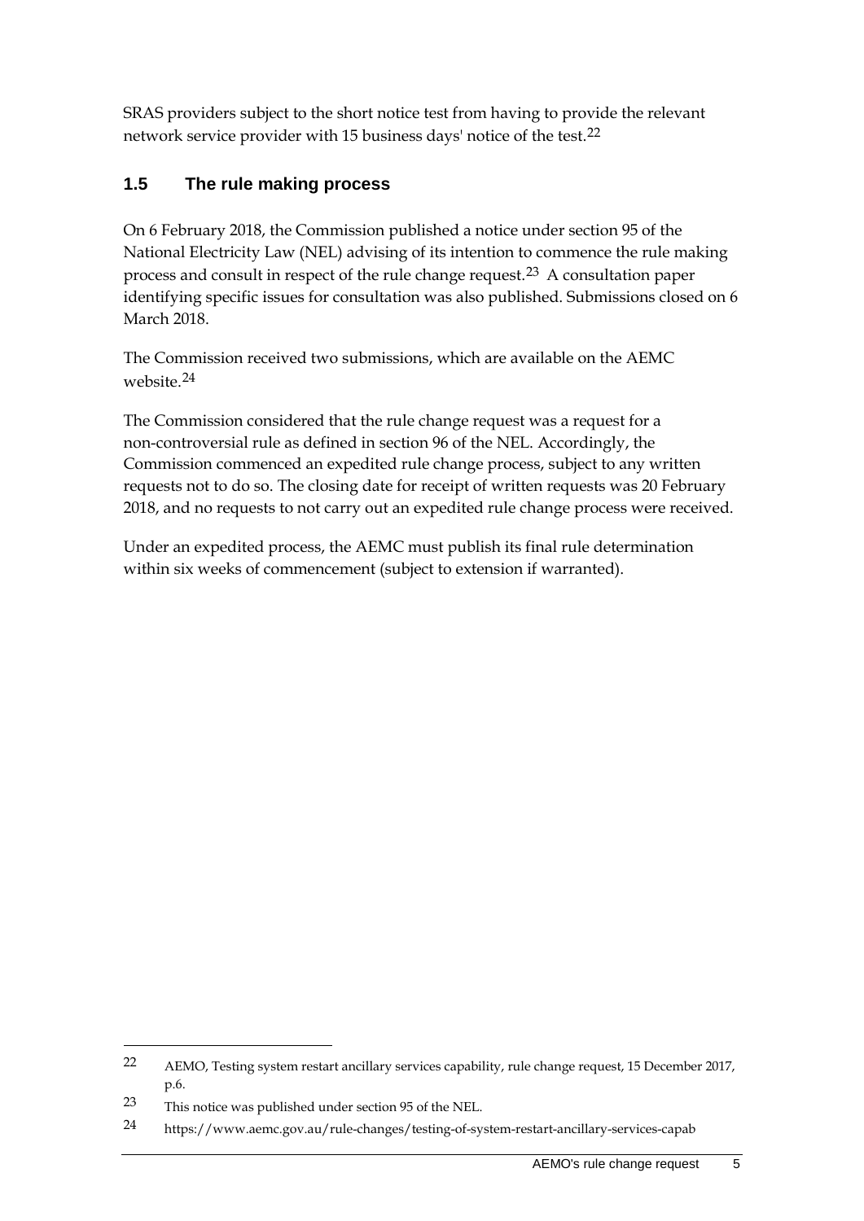SRAS providers subject to the short notice test from having to provide the relevant network service provider with 15 business days' notice of the test.[22]

## 1.5 The rule making process

On 6 February 2018, the Commission published a notice under section 95 of the National Electricity Law (NEL) advising of its intention to commence the rule making process and consult in respect of the rule change request.[23] A consultation paper identifying specific issues for consultation was also published. Submissions closed on 6 March 2018.

The Commission received two submissions, which are available on the AEMC website.[24]

The Commission considered that the rule change request was a request for a non-controversial rule as defined in section 96 of the NEL. Accordingly, the Commission commenced an expedited rule change process, subject to any written requests not to do so. The closing date for receipt of written requests was 20 February 2018, and no requests to not carry out an expedited rule change process were received.

Under an expedited process, the AEMC must publish its final rule determination within six weeks of commencement (subject to extension if warranted).

---

22 AEMO, Testing system restart ancillary services capability, rule change request, 15 December 2017, p.6.

23 This notice was published under section 95 of the NEL.

24 https://www.aemc.gov.au/rule-changes/testing-of-system-restart-ancillary-services-capab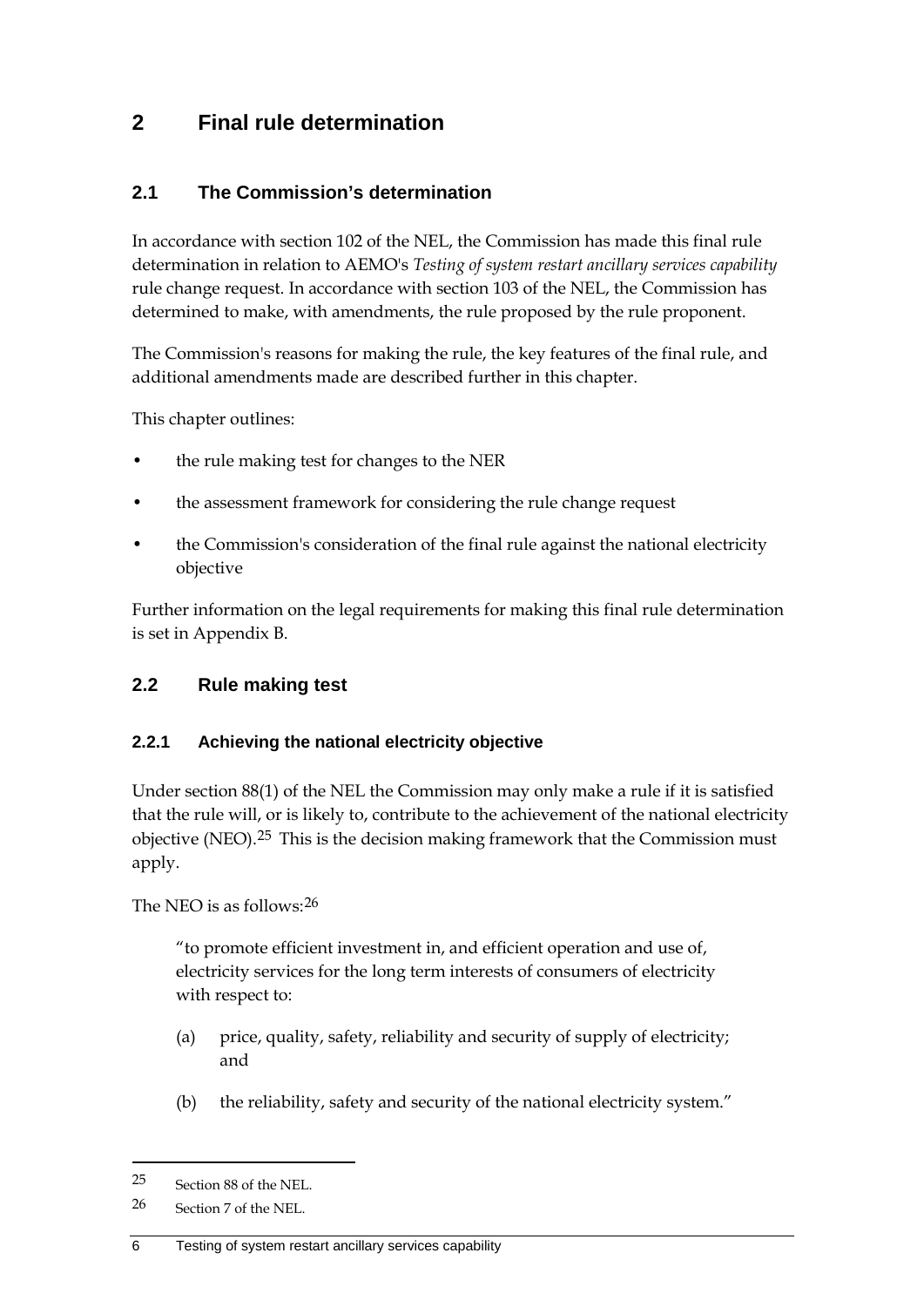# 2 Final rule determination

## 2.1 The Commission's determination

In accordance with section 102 of the NEL, the Commission has made this final rule determination in relation to AEMO's *Testing of system restart ancillary services capability* rule change request. In accordance with section 103 of the NEL, the Commission has determined to make, with amendments, the rule proposed by the rule proponent.

The Commission's reasons for making the rule, the key features of the final rule, and additional amendments made are described further in this chapter.

This chapter outlines:

- the rule making test for changes to the NER
- the assessment framework for considering the rule change request
- the Commission's consideration of the final rule against the national electricity objective

Further information on the legal requirements for making this final rule determination is set in Appendix B.

## 2.2 Rule making test

### 2.2.1 Achieving the national electricity objective

Under section 88(1) of the NEL the Commission may only make a rule if it is satisfied that the rule will, or is likely to, contribute to the achievement of the national electricity objective (NEO).[25] This is the decision making framework that the Commission must apply.

The NEO is as follows:[26]

> "to promote efficient investment in, and efficient operation and use of, electricity services for the long term interests of consumers of electricity with respect to:
>
> (a) price, quality, safety, reliability and security of supply of electricity; and
>
> (b) the reliability, safety and security of the national electricity system."

---

25 Section 88 of the NEL.

26 Section 7 of the NEL.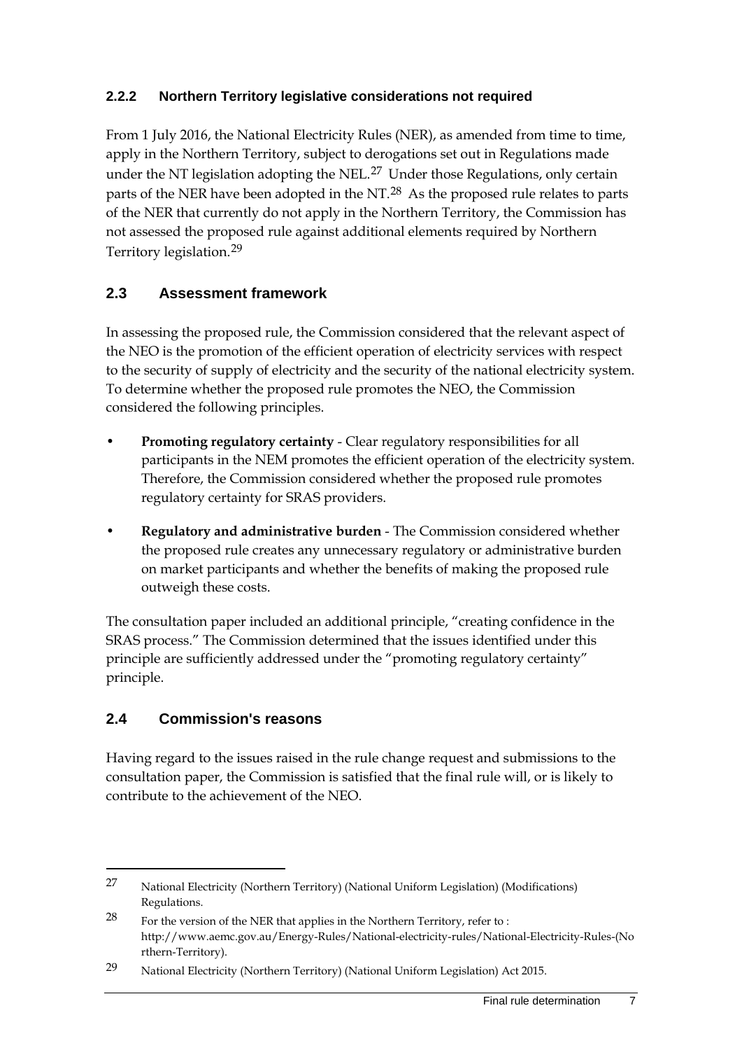### 2.2.2 Northern Territory legislative considerations not required

From 1 July 2016, the National Electricity Rules (NER), as amended from time to time, apply in the Northern Territory, subject to derogations set out in Regulations made under the NT legislation adopting the NEL.[27] Under those Regulations, only certain parts of the NER have been adopted in the NT.[28] As the proposed rule relates to parts of the NER that currently do not apply in the Northern Territory, the Commission has not assessed the proposed rule against additional elements required by Northern Territory legislation.[29]

## 2.3 Assessment framework

In assessing the proposed rule, the Commission considered that the relevant aspect of the NEO is the promotion of the efficient operation of electricity services with respect to the security of supply of electricity and the security of the national electricity system. To determine whether the proposed rule promotes the NEO, the Commission considered the following principles.

- **Promoting regulatory certainty** - Clear regulatory responsibilities for all participants in the NEM promotes the efficient operation of the electricity system. Therefore, the Commission considered whether the proposed rule promotes regulatory certainty for SRAS providers.
- **Regulatory and administrative burden** - The Commission considered whether the proposed rule creates any unnecessary regulatory or administrative burden on market participants and whether the benefits of making the proposed rule outweigh these costs.

The consultation paper included an additional principle, "creating confidence in the SRAS process." The Commission determined that the issues identified under this principle are sufficiently addressed under the "promoting regulatory certainty" principle.

## 2.4 Commission's reasons

Having regard to the issues raised in the rule change request and submissions to the consultation paper, the Commission is satisfied that the final rule will, or is likely to contribute to the achievement of the NEO.

---

27 National Electricity (Northern Territory) (National Uniform Legislation) (Modifications) Regulations.

28 For the version of the NER that applies in the Northern Territory, refer to : http://www.aemc.gov.au/Energy-Rules/National-electricity-rules/National-Electricity-Rules-(Northern-Territory).

29 National Electricity (Northern Territory) (National Uniform Legislation) Act 2015.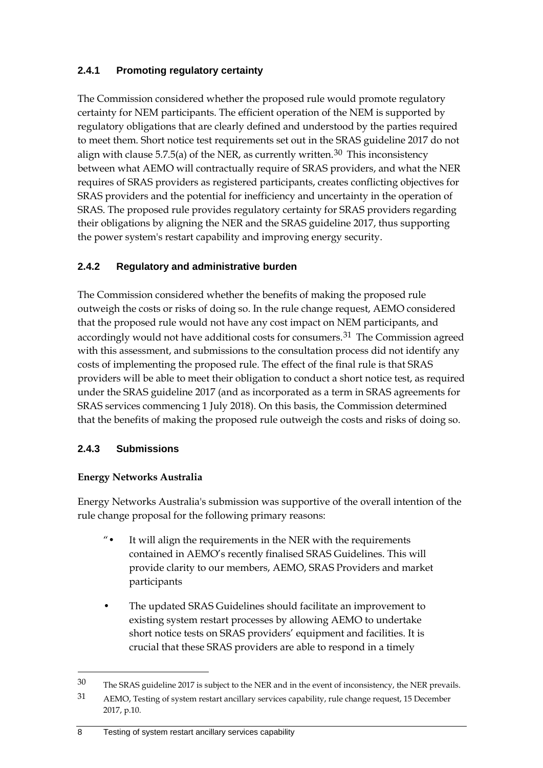### 2.4.1 Promoting regulatory certainty

The Commission considered whether the proposed rule would promote regulatory certainty for NEM participants. The efficient operation of the NEM is supported by regulatory obligations that are clearly defined and understood by the parties required to meet them. Short notice test requirements set out in the SRAS guideline 2017 do not align with clause 5.7.5(a) of the NER, as currently written.[30] This inconsistency between what AEMO will contractually require of SRAS providers, and what the NER requires of SRAS providers as registered participants, creates conflicting objectives for SRAS providers and the potential for inefficiency and uncertainty in the operation of SRAS. The proposed rule provides regulatory certainty for SRAS providers regarding their obligations by aligning the NER and the SRAS guideline 2017, thus supporting the power system's restart capability and improving energy security.

### 2.4.2 Regulatory and administrative burden

The Commission considered whether the benefits of making the proposed rule outweigh the costs or risks of doing so. In the rule change request, AEMO considered that the proposed rule would not have any cost impact on NEM participants, and accordingly would not have additional costs for consumers.[31] The Commission agreed with this assessment, and submissions to the consultation process did not identify any costs of implementing the proposed rule. The effect of the final rule is that SRAS providers will be able to meet their obligation to conduct a short notice test, as required under the SRAS guideline 2017 (and as incorporated as a term in SRAS agreements for SRAS services commencing 1 July 2018). On this basis, the Commission determined that the benefits of making the proposed rule outweigh the costs and risks of doing so.

### 2.4.3 Submissions

**Energy Networks Australia**

Energy Networks Australia's submission was supportive of the overall intention of the rule change proposal for the following primary reasons:

"
- It will align the requirements in the NER with the requirements contained in AEMO's recently finalised SRAS Guidelines. This will provide clarity to our members, AEMO, SRAS Providers and market participants
- The updated SRAS Guidelines should facilitate an improvement to existing system restart processes by allowing AEMO to undertake short notice tests on SRAS providers' equipment and facilities. It is crucial that these SRAS providers are able to respond in a timely

---

30 The SRAS guideline 2017 is subject to the NER and in the event of inconsistency, the NER prevails.

31 AEMO, Testing of system restart ancillary services capability, rule change request, 15 December 2017, p.10.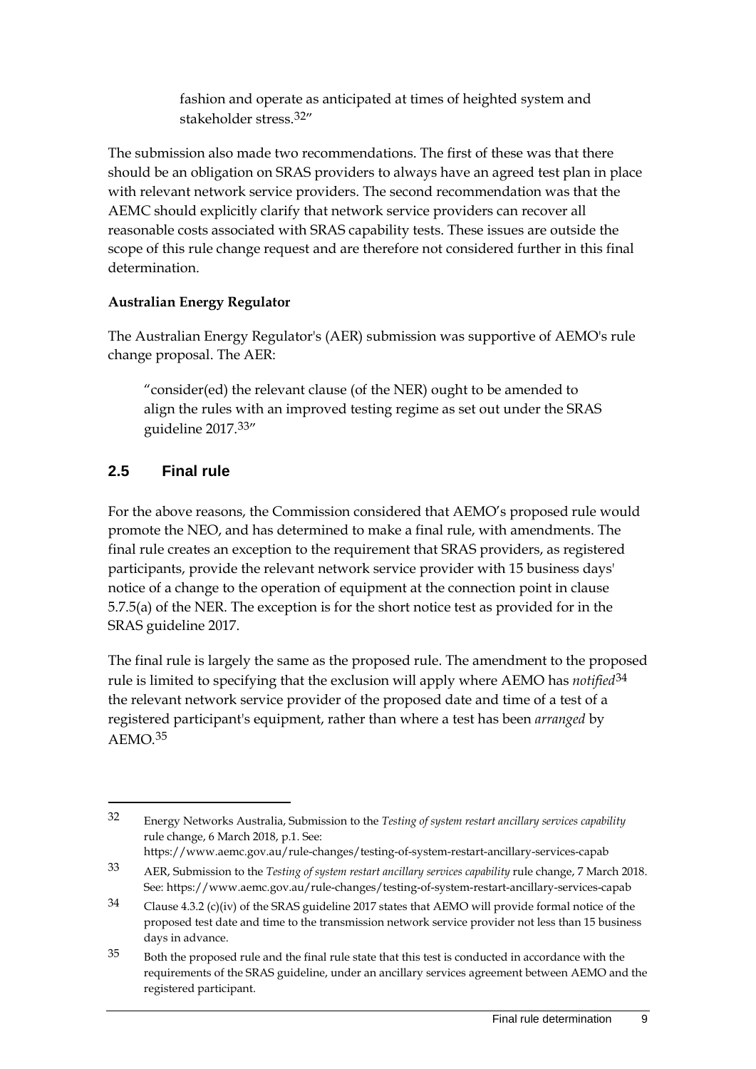> fashion and operate as anticipated at times of heighted system and stakeholder stress.[32]"

The submission also made two recommendations. The first of these was that there should be an obligation on SRAS providers to always have an agreed test plan in place with relevant network service providers. The second recommendation was that the AEMC should explicitly clarify that network service providers can recover all reasonable costs associated with SRAS capability tests. These issues are outside the scope of this rule change request and are therefore not considered further in this final determination.

**Australian Energy Regulator**

The Australian Energy Regulator's (AER) submission was supportive of AEMO's rule change proposal. The AER:

> "consider(ed) the relevant clause (of the NER) ought to be amended to align the rules with an improved testing regime as set out under the SRAS guideline 2017.[33]"

## 2.5 Final rule

For the above reasons, the Commission considered that AEMO's proposed rule would promote the NEO, and has determined to make a final rule, with amendments. The final rule creates an exception to the requirement that SRAS providers, as registered participants, provide the relevant network service provider with 15 business days' notice of a change to the operation of equipment at the connection point in clause 5.7.5(a) of the NER. The exception is for the short notice test as provided for in the SRAS guideline 2017.

The final rule is largely the same as the proposed rule. The amendment to the proposed rule is limited to specifying that the exclusion will apply where AEMO has *notified*[34] the relevant network service provider of the proposed date and time of a test of a registered participant's equipment, rather than where a test has been *arranged* by AEMO.[35]

---

32 Energy Networks Australia, Submission to the *Testing of system restart ancillary services capability* rule change, 6 March 2018, p.1. See: https://www.aemc.gov.au/rule-changes/testing-of-system-restart-ancillary-services-capab

33 AER, Submission to the *Testing of system restart ancillary services capability* rule change, 7 March 2018. See: https://www.aemc.gov.au/rule-changes/testing-of-system-restart-ancillary-services-capab

34 Clause 4.3.2 (c)(iv) of the SRAS guideline 2017 states that AEMO will provide formal notice of the proposed test date and time to the transmission network service provider not less than 15 business days in advance.

35 Both the proposed rule and the final rule state that this test is conducted in accordance with the requirements of the SRAS guideline, under an ancillary services agreement between AEMO and the registered participant.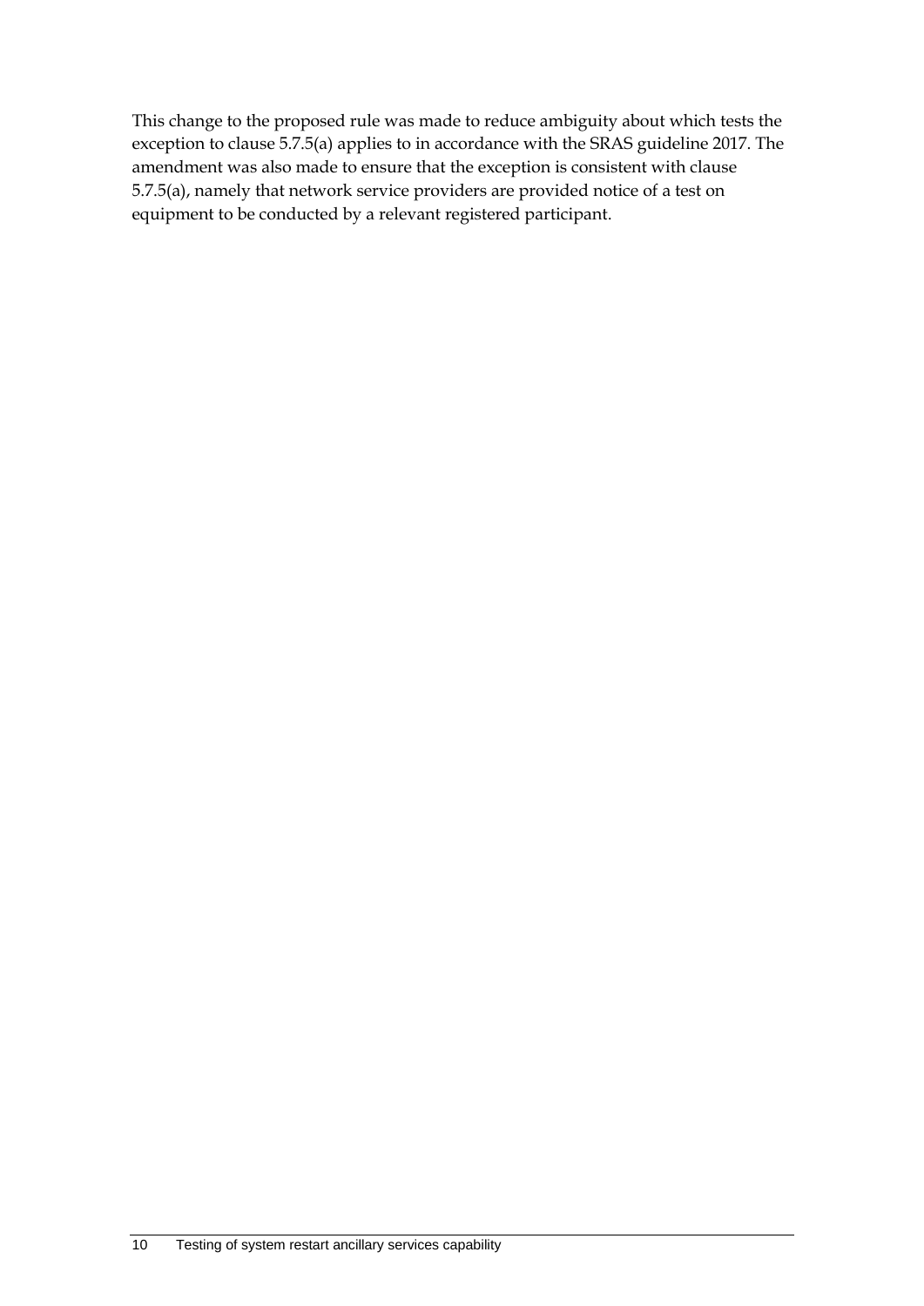This change to the proposed rule was made to reduce ambiguity about which tests the exception to clause 5.7.5(a) applies to in accordance with the SRAS guideline 2017. The amendment was also made to ensure that the exception is consistent with clause 5.7.5(a), namely that network service providers are provided notice of a test on equipment to be conducted by a relevant registered participant.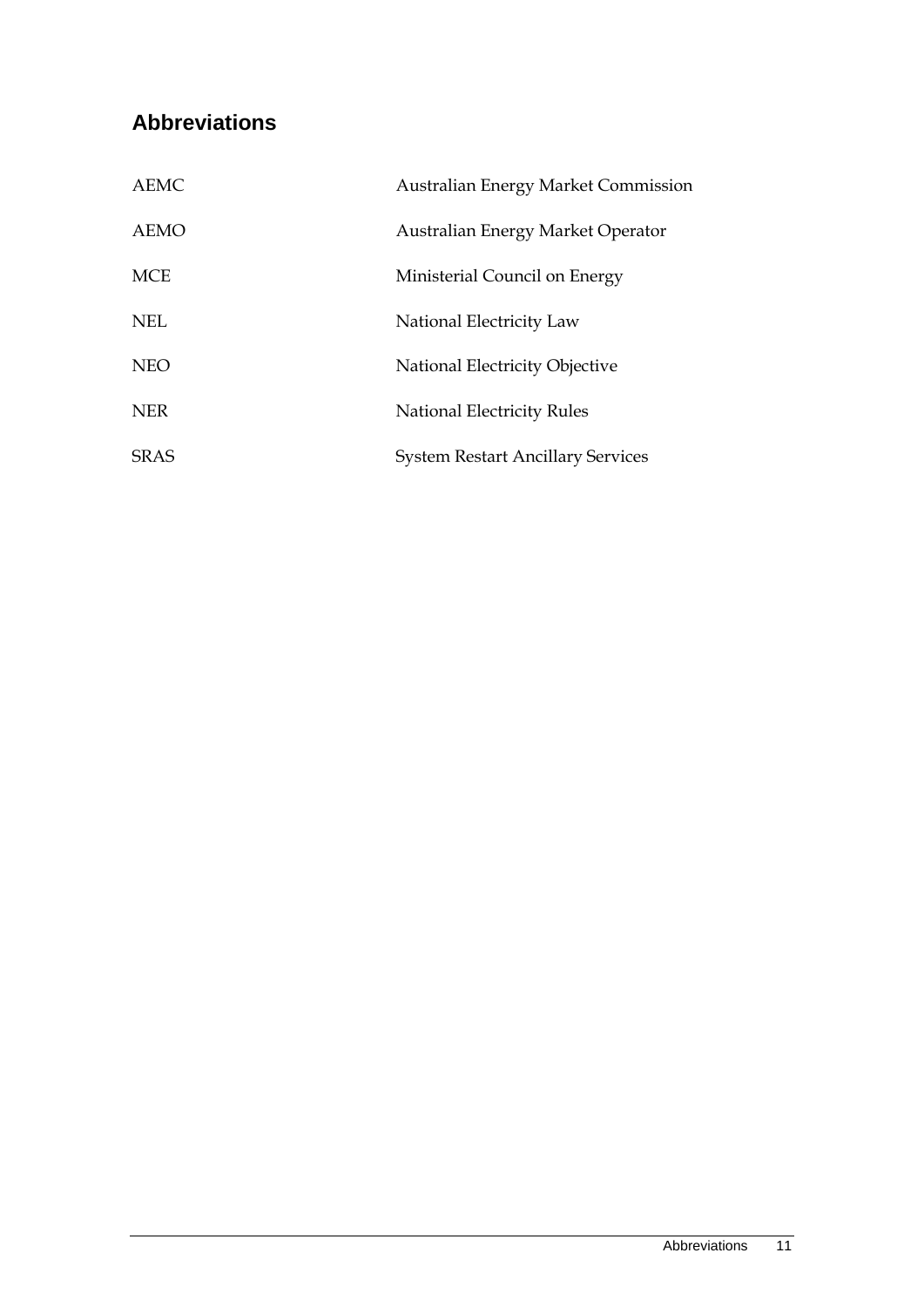## Abbreviations

| | |
|---|---|
| AEMC | Australian Energy Market Commission |
| AEMO | Australian Energy Market Operator |
| MCE | Ministerial Council on Energy |
| NEL | National Electricity Law |
| NEO | National Electricity Objective |
| NER | National Electricity Rules |
| SRAS | System Restart Ancillary Services |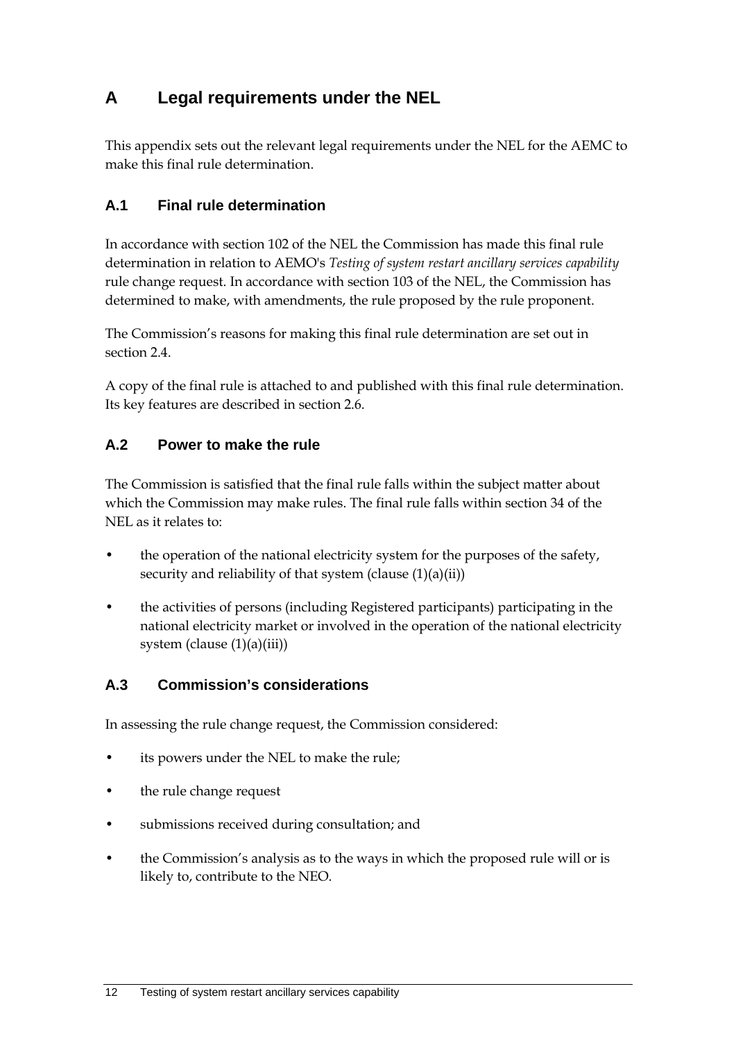# A Legal requirements under the NEL

This appendix sets out the relevant legal requirements under the NEL for the AEMC to make this final rule determination.

## A.1 Final rule determination

In accordance with section 102 of the NEL the Commission has made this final rule determination in relation to AEMO's *Testing of system restart ancillary services capability* rule change request. In accordance with section 103 of the NEL, the Commission has determined to make, with amendments, the rule proposed by the rule proponent.

The Commission's reasons for making this final rule determination are set out in section 2.4.

A copy of the final rule is attached to and published with this final rule determination. Its key features are described in section 2.6.

## A.2 Power to make the rule

The Commission is satisfied that the final rule falls within the subject matter about which the Commission may make rules. The final rule falls within section 34 of the NEL as it relates to:

- the operation of the national electricity system for the purposes of the safety, security and reliability of that system (clause (1)(a)(ii))
- the activities of persons (including Registered participants) participating in the national electricity market or involved in the operation of the national electricity system (clause (1)(a)(iii))

## A.3 Commission's considerations

In assessing the rule change request, the Commission considered:

- its powers under the NEL to make the rule;
- the rule change request
- submissions received during consultation; and
- the Commission's analysis as to the ways in which the proposed rule will or is likely to, contribute to the NEO.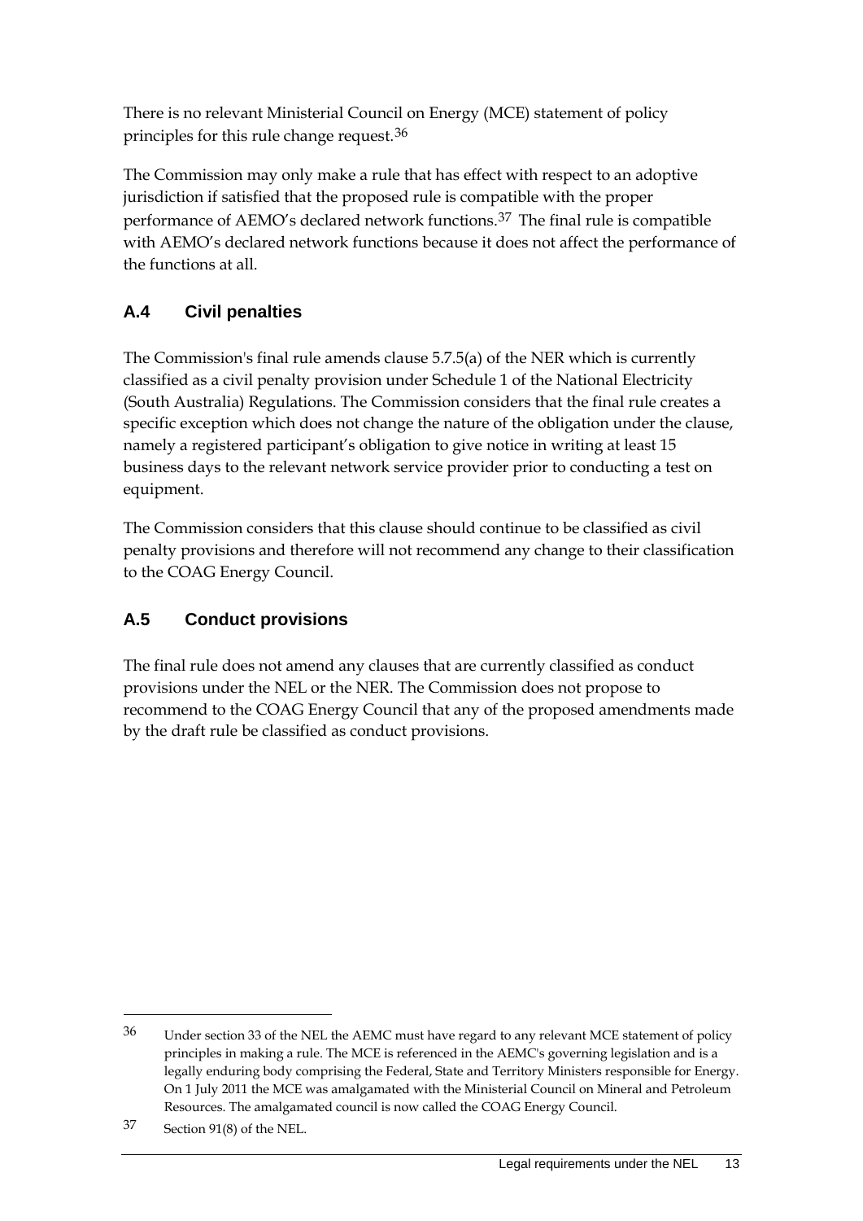There is no relevant Ministerial Council on Energy (MCE) statement of policy principles for this rule change request.[36]

The Commission may only make a rule that has effect with respect to an adoptive jurisdiction if satisfied that the proposed rule is compatible with the proper performance of AEMO's declared network functions.[37] The final rule is compatible with AEMO's declared network functions because it does not affect the performance of the functions at all.

## A.4 Civil penalties

The Commission's final rule amends clause 5.7.5(a) of the NER which is currently classified as a civil penalty provision under Schedule 1 of the National Electricity (South Australia) Regulations. The Commission considers that the final rule creates a specific exception which does not change the nature of the obligation under the clause, namely a registered participant's obligation to give notice in writing at least 15 business days to the relevant network service provider prior to conducting a test on equipment.

The Commission considers that this clause should continue to be classified as civil penalty provisions and therefore will not recommend any change to their classification to the COAG Energy Council.

## A.5 Conduct provisions

The final rule does not amend any clauses that are currently classified as conduct provisions under the NEL or the NER. The Commission does not propose to recommend to the COAG Energy Council that any of the proposed amendments made by the draft rule be classified as conduct provisions.

---

36 Under section 33 of the NEL the AEMC must have regard to any relevant MCE statement of policy principles in making a rule. The MCE is referenced in the AEMC's governing legislation and is a legally enduring body comprising the Federal, State and Territory Ministers responsible for Energy. On 1 July 2011 the MCE was amalgamated with the Ministerial Council on Mineral and Petroleum Resources. The amalgamated council is now called the COAG Energy Council.

37 Section 91(8) of the NEL.